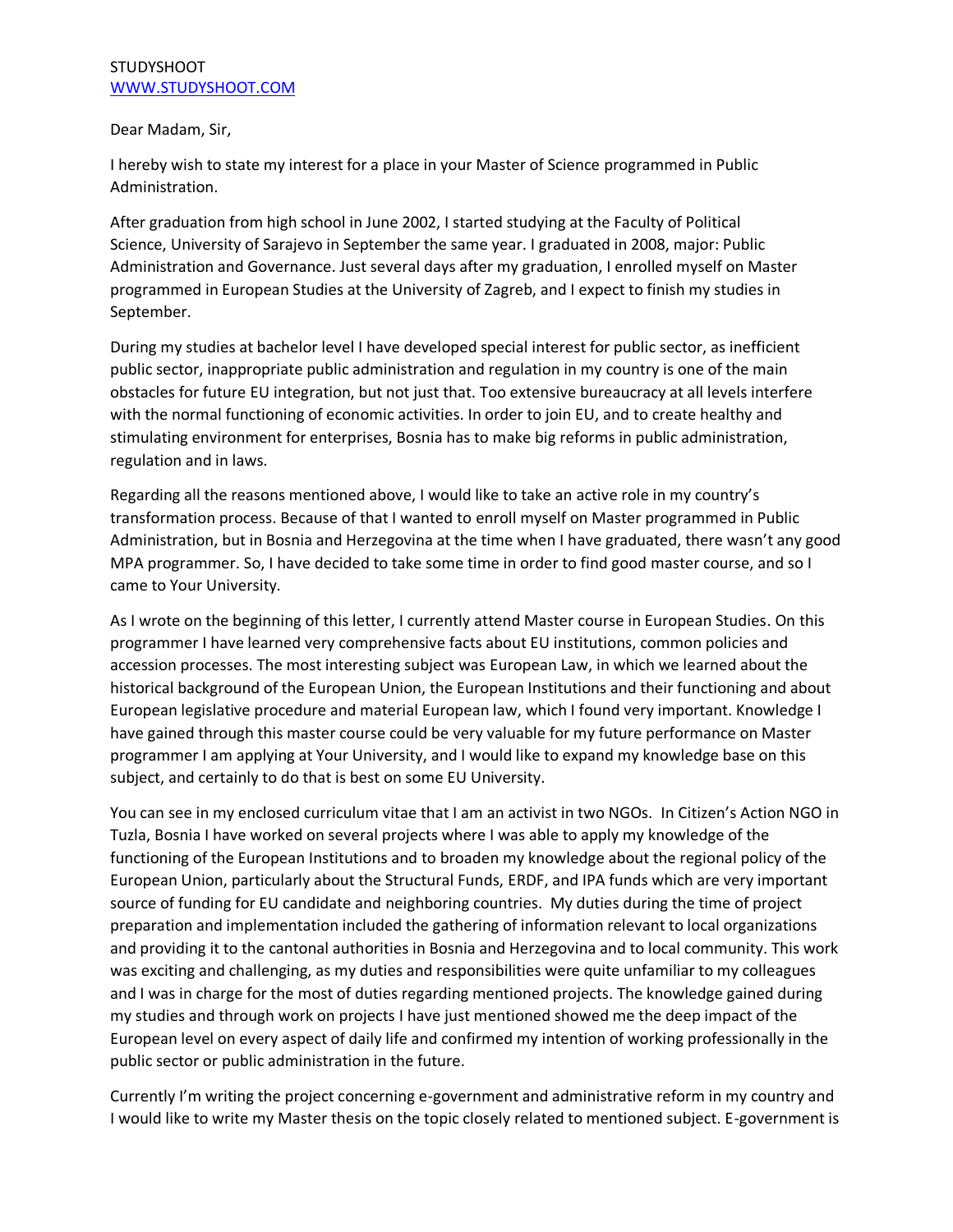STUDYSHOOT
WWW.STUDYSHOOT.COM

Dear Madam, Sir,

I hereby wish to state my interest for a place in your Master of Science programmed in Public Administration.

After graduation from high school in June 2002, I started studying at the Faculty of Political Science, University of Sarajevo in September the same year. I graduated in 2008, major: Public Administration and Governance. Just several days after my graduation, I enrolled myself on Master programmed in European Studies at the University of Zagreb, and I expect to finish my studies in September.

During my studies at bachelor level I have developed special interest for public sector, as inefficient public sector, inappropriate public administration and regulation in my country is one of the main obstacles for future EU integration, but not just that. Too extensive bureaucracy at all levels interfere with the normal functioning of economic activities. In order to join EU, and to create healthy and stimulating environment for enterprises, Bosnia has to make big reforms in public administration, regulation and in laws.

Regarding all the reasons mentioned above, I would like to take an active role in my country's transformation process. Because of that I wanted to enroll myself on Master programmed in Public Administration, but in Bosnia and Herzegovina at the time when I have graduated, there wasn't any good MPA programmer. So, I have decided to take some time in order to find good master course, and so I came to Your University.

As I wrote on the beginning of this letter, I currently attend Master course in European Studies. On this programmer I have learned very comprehensive facts about EU institutions, common policies and accession processes. The most interesting subject was European Law, in which we learned about the historical background of the European Union, the European Institutions and their functioning and about European legislative procedure and material European law, which I found very important. Knowledge I have gained through this master course could be very valuable for my future performance on Master programmer I am applying at Your University, and I would like to expand my knowledge base on this subject, and certainly to do that is best on some EU University.

You can see in my enclosed curriculum vitae that I am an activist in two NGOs. In Citizen's Action NGO in Tuzla, Bosnia I have worked on several projects where I was able to apply my knowledge of the functioning of the European Institutions and to broaden my knowledge about the regional policy of the European Union, particularly about the Structural Funds, ERDF, and IPA funds which are very important source of funding for EU candidate and neighboring countries. My duties during the time of project preparation and implementation included the gathering of information relevant to local organizations and providing it to the cantonal authorities in Bosnia and Herzegovina and to local community. This work was exciting and challenging, as my duties and responsibilities were quite unfamiliar to my colleagues and I was in charge for the most of duties regarding mentioned projects. The knowledge gained during my studies and through work on projects I have just mentioned showed me the deep impact of the European level on every aspect of daily life and confirmed my intention of working professionally in the public sector or public administration in the future.

Currently I'm writing the project concerning e-government and administrative reform in my country and I would like to write my Master thesis on the topic closely related to mentioned subject. E-government is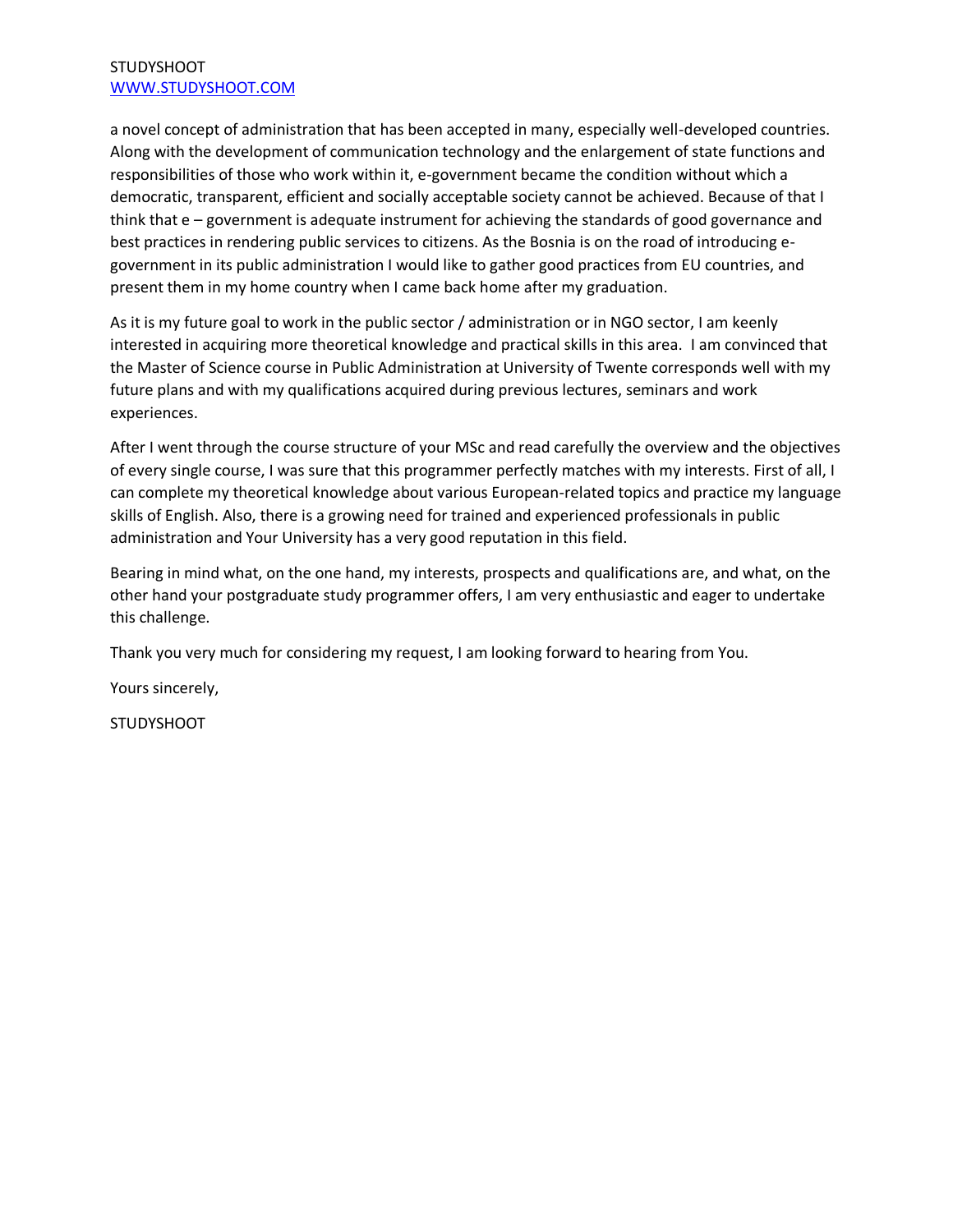a novel concept of administration that has been accepted in many, especially well-developed countries. Along with the development of communication technology and the enlargement of state functions and responsibilities of those who work within it, e-government became the condition without which a democratic, transparent, efficient and socially acceptable society cannot be achieved. Because of that I think that e – government is adequate instrument for achieving the standards of good governance and best practices in rendering public services to citizens. As the Bosnia is on the road of introducing e-government in its public administration I would like to gather good practices from EU countries, and present them in my home country when I came back home after my graduation.

As it is my future goal to work in the public sector / administration or in NGO sector, I am keenly interested in acquiring more theoretical knowledge and practical skills in this area. I am convinced that the Master of Science course in Public Administration at University of Twente corresponds well with my future plans and with my qualifications acquired during previous lectures, seminars and work experiences.

After I went through the course structure of your MSc and read carefully the overview and the objectives of every single course, I was sure that this programmer perfectly matches with my interests. First of all, I can complete my theoretical knowledge about various European-related topics and practice my language skills of English. Also, there is a growing need for trained and experienced professionals in public administration and Your University has a very good reputation in this field.

Bearing in mind what, on the one hand, my interests, prospects and qualifications are, and what, on the other hand your postgraduate study programmer offers, I am very enthusiastic and eager to undertake this challenge.

Thank you very much for considering my request, I am looking forward to hearing from You.

Yours sincerely,

STUDYSHOOT